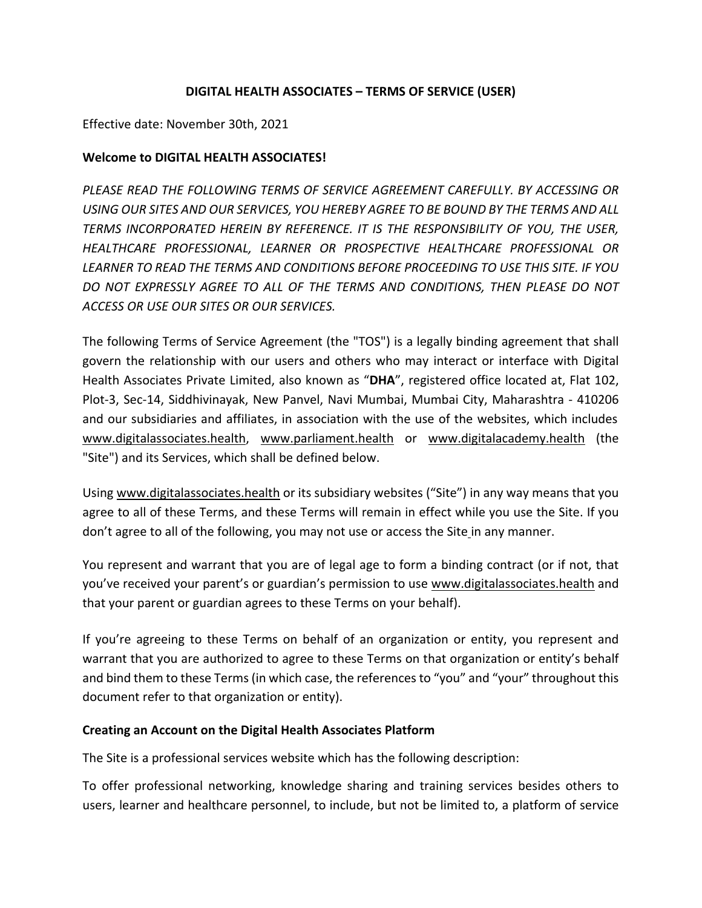**DIGITAL HEALTH ASSOCIATES – TERMS OF SERVICE (USER)**

Effective date: November 30th, 2021

**Welcome to DIGITAL HEALTH ASSOCIATES!**

*PLEASE READ THE FOLLOWING TERMS OF SERVICE AGREEMENT CAREFULLY. BY ACCESSING OR USING OUR SITES AND OUR SERVICES, YOU HEREBY AGREE TO BE BOUND BY THE TERMS AND ALL TERMS INCORPORATED HEREIN BY REFERENCE. IT IS THE RESPONSIBILITY OF YOU, THE USER, HEALTHCARE PROFESSIONAL, LEARNER OR PROSPECTIVE HEALTHCARE PROFESSIONAL OR LEARNER TO READ THE TERMS AND CONDITIONS BEFORE PROCEEDING TO USE THIS SITE. IF YOU DO NOT EXPRESSLY AGREE TO ALL OF THE TERMS AND CONDITIONS, THEN PLEASE DO NOT ACCESS OR USE OUR SITES OR OUR SERVICES.*

The following Terms of Service Agreement (the "TOS") is a legally binding agreement that shall govern the relationship with our users and others who may interact or interface with Digital Health Associates Private Limited, also known as "**DHA**", registered office located at, Flat 102, Plot-3, Sec-14, Siddhivinayak, New Panvel, Navi Mumbai, Mumbai City, Maharashtra - 410206 and our subsidiaries and affiliates, in association with the use of the websites, which includes www.digitalassociates.health, www.parliament.health or www.digitalacademy.health (the "Site") and its Services, which shall be defined below.

Using www.digitalassociates.health or its subsidiary websites ("Site") in any way means that you agree to all of these Terms, and these Terms will remain in effect while you use the Site. If you don't agree to all of the following, you may not use or access the Site in any manner.

You represent and warrant that you are of legal age to form a binding contract (or if not, that you've received your parent's or guardian's permission to use www.digitalassociates.health and that your parent or guardian agrees to these Terms on your behalf).

If you're agreeing to these Terms on behalf of an organization or entity, you represent and warrant that you are authorized to agree to these Terms on that organization or entity's behalf and bind them to these Terms (in which case, the references to "you" and "your" throughout this document refer to that organization or entity).

**Creating an Account on the Digital Health Associates Platform**

The Site is a professional services website which has the following description:

To offer professional networking, knowledge sharing and training services besides others to users, learner and healthcare personnel, to include, but not be limited to, a platform of service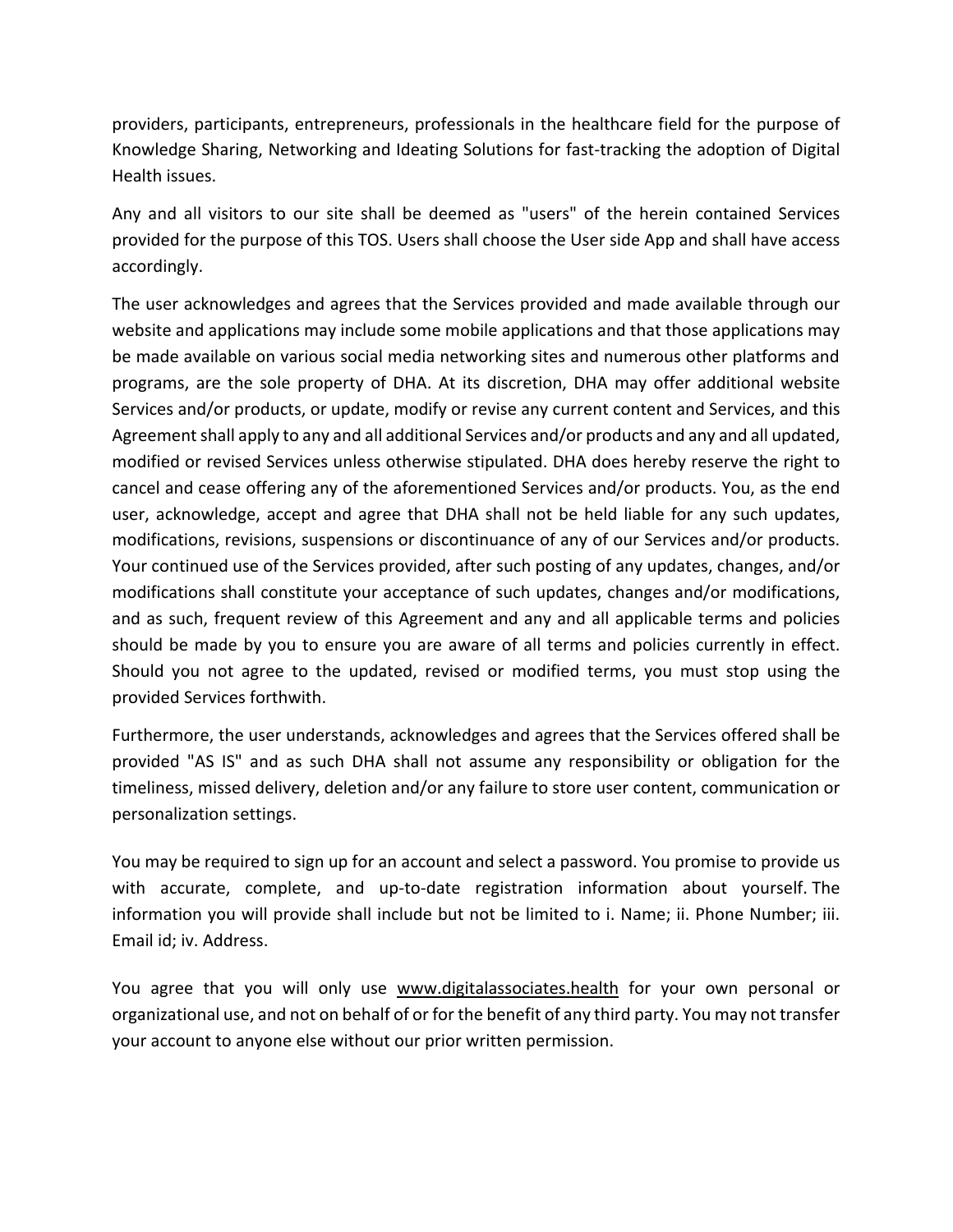providers, participants, entrepreneurs, professionals in the healthcare field for the purpose of Knowledge Sharing, Networking and Ideating Solutions for fast-tracking the adoption of Digital Health issues.

Any and all visitors to our site shall be deemed as "users" of the herein contained Services provided for the purpose of this TOS. Users shall choose the User side App and shall have access accordingly.

The user acknowledges and agrees that the Services provided and made available through our website and applications may include some mobile applications and that those applications may be made available on various social media networking sites and numerous other platforms and programs, are the sole property of DHA. At its discretion, DHA may offer additional website Services and/or products, or update, modify or revise any current content and Services, and this Agreement shall apply to any and all additional Services and/or products and any and all updated, modified or revised Services unless otherwise stipulated. DHA does hereby reserve the right to cancel and cease offering any of the aforementioned Services and/or products. You, as the end user, acknowledge, accept and agree that DHA shall not be held liable for any such updates, modifications, revisions, suspensions or discontinuance of any of our Services and/or products. Your continued use of the Services provided, after such posting of any updates, changes, and/or modifications shall constitute your acceptance of such updates, changes and/or modifications, and as such, frequent review of this Agreement and any and all applicable terms and policies should be made by you to ensure you are aware of all terms and policies currently in effect. Should you not agree to the updated, revised or modified terms, you must stop using the provided Services forthwith.

Furthermore, the user understands, acknowledges and agrees that the Services offered shall be provided "AS IS" and as such DHA shall not assume any responsibility or obligation for the timeliness, missed delivery, deletion and/or any failure to store user content, communication or personalization settings.

You may be required to sign up for an account and select a password. You promise to provide us with accurate, complete, and up-to-date registration information about yourself. The information you will provide shall include but not be limited to i. Name; ii. Phone Number; iii. Email id; iv. Address.

You agree that you will only use www.digitalassociates.health for your own personal or organizational use, and not on behalf of or for the benefit of any third party. You may not transfer your account to anyone else without our prior written permission.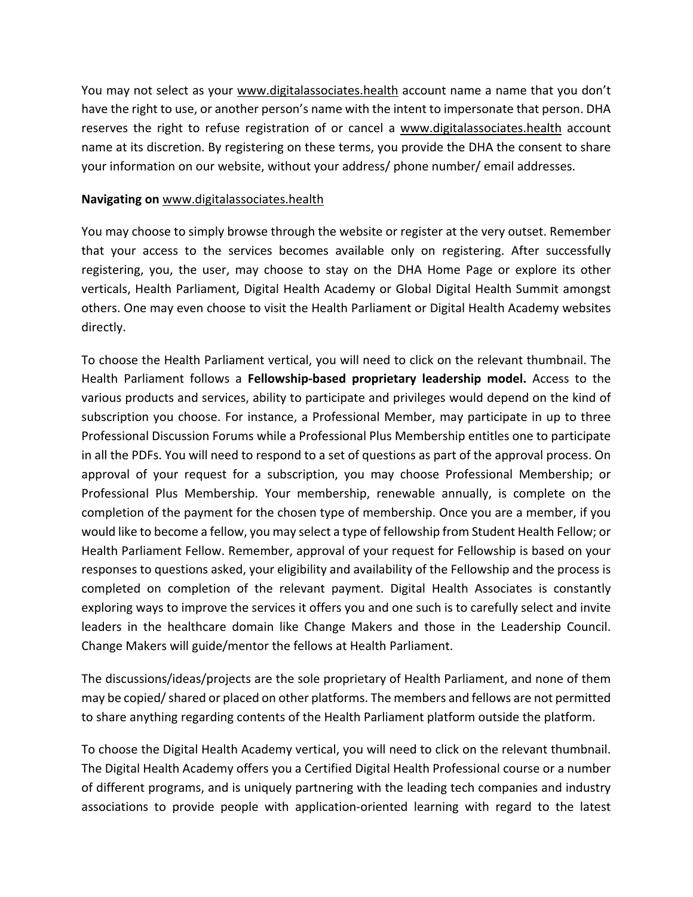You may not select as your www.digitalassociates.health account name a name that you don't have the right to use, or another person's name with the intent to impersonate that person. DHA reserves the right to refuse registration of or cancel a www.digitalassociates.health account name at its discretion. By registering on these terms, you provide the DHA the consent to share your information on our website, without your address/ phone number/ email addresses.

**Navigating on** www.digitalassociates.health

You may choose to simply browse through the website or register at the very outset. Remember that your access to the services becomes available only on registering. After successfully registering, you, the user, may choose to stay on the DHA Home Page or explore its other verticals, Health Parliament, Digital Health Academy or Global Digital Health Summit amongst others. One may even choose to visit the Health Parliament or Digital Health Academy websites directly.

To choose the Health Parliament vertical, you will need to click on the relevant thumbnail. The Health Parliament follows a **Fellowship-based proprietary leadership model.** Access to the various products and services, ability to participate and privileges would depend on the kind of subscription you choose. For instance, a Professional Member, may participate in up to three Professional Discussion Forums while a Professional Plus Membership entitles one to participate in all the PDFs. You will need to respond to a set of questions as part of the approval process. On approval of your request for a subscription, you may choose Professional Membership; or Professional Plus Membership. Your membership, renewable annually, is complete on the completion of the payment for the chosen type of membership. Once you are a member, if you would like to become a fellow, you may select a type of fellowship from Student Health Fellow; or Health Parliament Fellow. Remember, approval of your request for Fellowship is based on your responses to questions asked, your eligibility and availability of the Fellowship and the process is completed on completion of the relevant payment. Digital Health Associates is constantly exploring ways to improve the services it offers you and one such is to carefully select and invite leaders in the healthcare domain like Change Makers and those in the Leadership Council. Change Makers will guide/mentor the fellows at Health Parliament.

The discussions/ideas/projects are the sole proprietary of Health Parliament, and none of them may be copied/ shared or placed on other platforms. The members and fellows are not permitted to share anything regarding contents of the Health Parliament platform outside the platform.

To choose the Digital Health Academy vertical, you will need to click on the relevant thumbnail. The Digital Health Academy offers you a Certified Digital Health Professional course or a number of different programs, and is uniquely partnering with the leading tech companies and industry associations to provide people with application-oriented learning with regard to the latest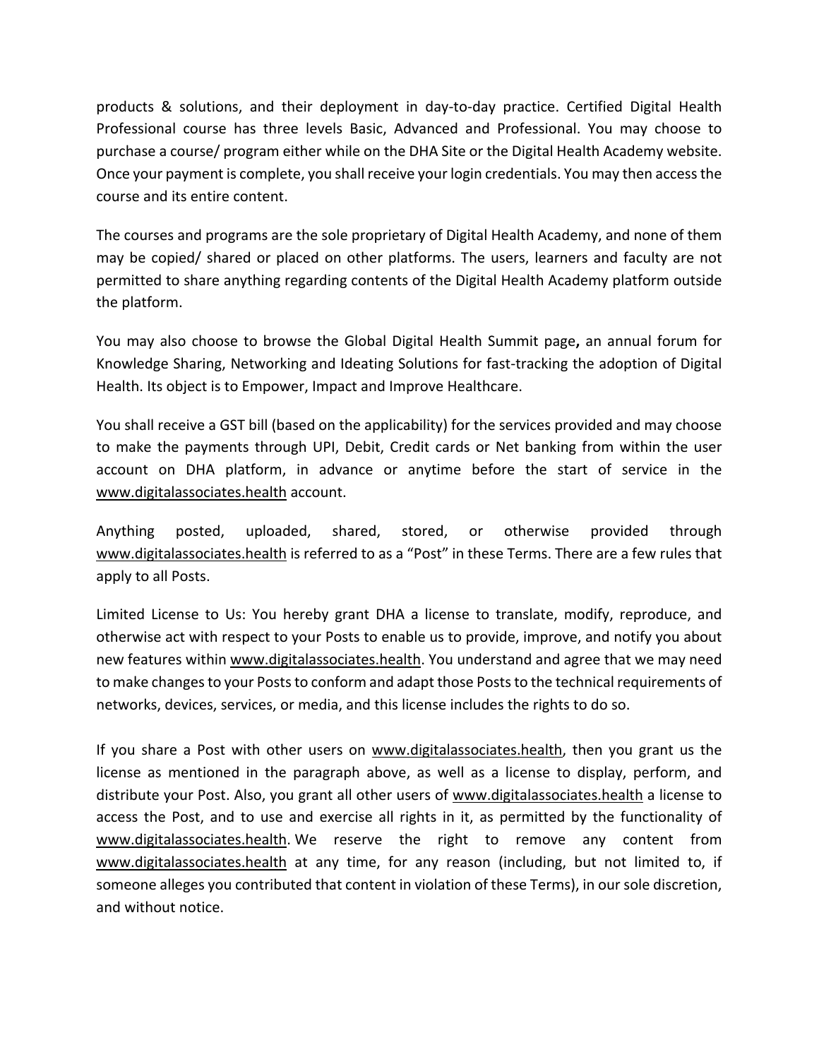products & solutions, and their deployment in day-to-day practice. Certified Digital Health Professional course has three levels Basic, Advanced and Professional. You may choose to purchase a course/ program either while on the DHA Site or the Digital Health Academy website. Once your payment is complete, you shall receive your login credentials. You may then access the course and its entire content.

The courses and programs are the sole proprietary of Digital Health Academy, and none of them may be copied/ shared or placed on other platforms. The users, learners and faculty are not permitted to share anything regarding contents of the Digital Health Academy platform outside the platform.

You may also choose to browse the Global Digital Health Summit page**,** an annual forum for Knowledge Sharing, Networking and Ideating Solutions for fast-tracking the adoption of Digital Health. Its object is to Empower, Impact and Improve Healthcare.

You shall receive a GST bill (based on the applicability) for the services provided and may choose to make the payments through UPI, Debit, Credit cards or Net banking from within the user account on DHA platform, in advance or anytime before the start of service in the www.digitalassociates.health account.

Anything posted, uploaded, shared, stored, or otherwise provided through www.digitalassociates.health is referred to as a "Post" in these Terms. There are a few rules that apply to all Posts.

Limited License to Us: You hereby grant DHA a license to translate, modify, reproduce, and otherwise act with respect to your Posts to enable us to provide, improve, and notify you about new features within www.digitalassociates.health. You understand and agree that we may need to make changes to your Posts to conform and adapt those Posts to the technical requirements of networks, devices, services, or media, and this license includes the rights to do so.

If you share a Post with other users on www.digitalassociates.health, then you grant us the license as mentioned in the paragraph above, as well as a license to display, perform, and distribute your Post. Also, you grant all other users of www.digitalassociates.health a license to access the Post, and to use and exercise all rights in it, as permitted by the functionality of www.digitalassociates.health. We reserve the right to remove any content from www.digitalassociates.health at any time, for any reason (including, but not limited to, if someone alleges you contributed that content in violation of these Terms), in our sole discretion, and without notice.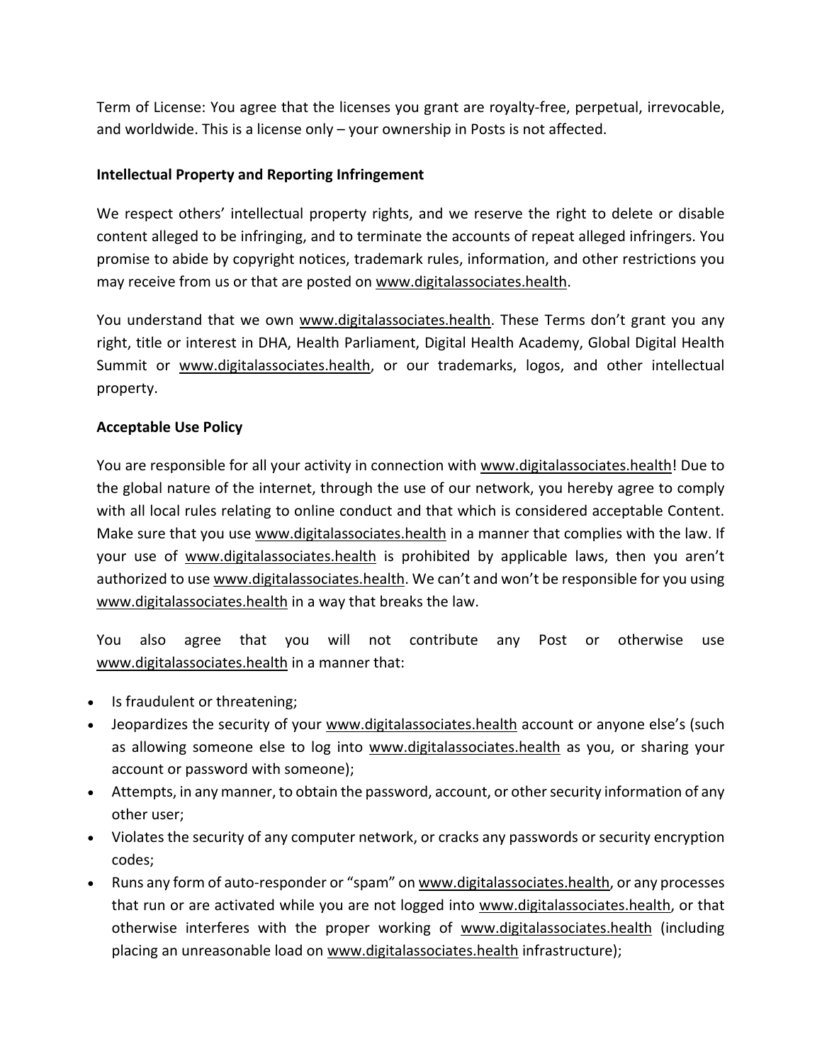Term of License: You agree that the licenses you grant are royalty-free, perpetual, irrevocable, and worldwide. This is a license only – your ownership in Posts is not affected.

**Intellectual Property and Reporting Infringement**

We respect others' intellectual property rights, and we reserve the right to delete or disable content alleged to be infringing, and to terminate the accounts of repeat alleged infringers. You promise to abide by copyright notices, trademark rules, information, and other restrictions you may receive from us or that are posted on www.digitalassociates.health.

You understand that we own www.digitalassociates.health. These Terms don't grant you any right, title or interest in DHA, Health Parliament, Digital Health Academy, Global Digital Health Summit or www.digitalassociates.health, or our trademarks, logos, and other intellectual property.

**Acceptable Use Policy**

You are responsible for all your activity in connection with www.digitalassociates.health! Due to the global nature of the internet, through the use of our network, you hereby agree to comply with all local rules relating to online conduct and that which is considered acceptable Content. Make sure that you use www.digitalassociates.health in a manner that complies with the law. If your use of www.digitalassociates.health is prohibited by applicable laws, then you aren't authorized to use www.digitalassociates.health. We can't and won't be responsible for you using www.digitalassociates.health in a way that breaks the law.

You also agree that you will not contribute any Post or otherwise use www.digitalassociates.health in a manner that:

- Is fraudulent or threatening;
- Jeopardizes the security of your www.digitalassociates.health account or anyone else's (such as allowing someone else to log into www.digitalassociates.health as you, or sharing your account or password with someone);
- Attempts, in any manner, to obtain the password, account, or other security information of any other user;
- Violates the security of any computer network, or cracks any passwords or security encryption codes;
- Runs any form of auto-responder or "spam" on www.digitalassociates.health, or any processes that run or are activated while you are not logged into www.digitalassociates.health, or that otherwise interferes with the proper working of www.digitalassociates.health (including placing an unreasonable load on www.digitalassociates.health infrastructure);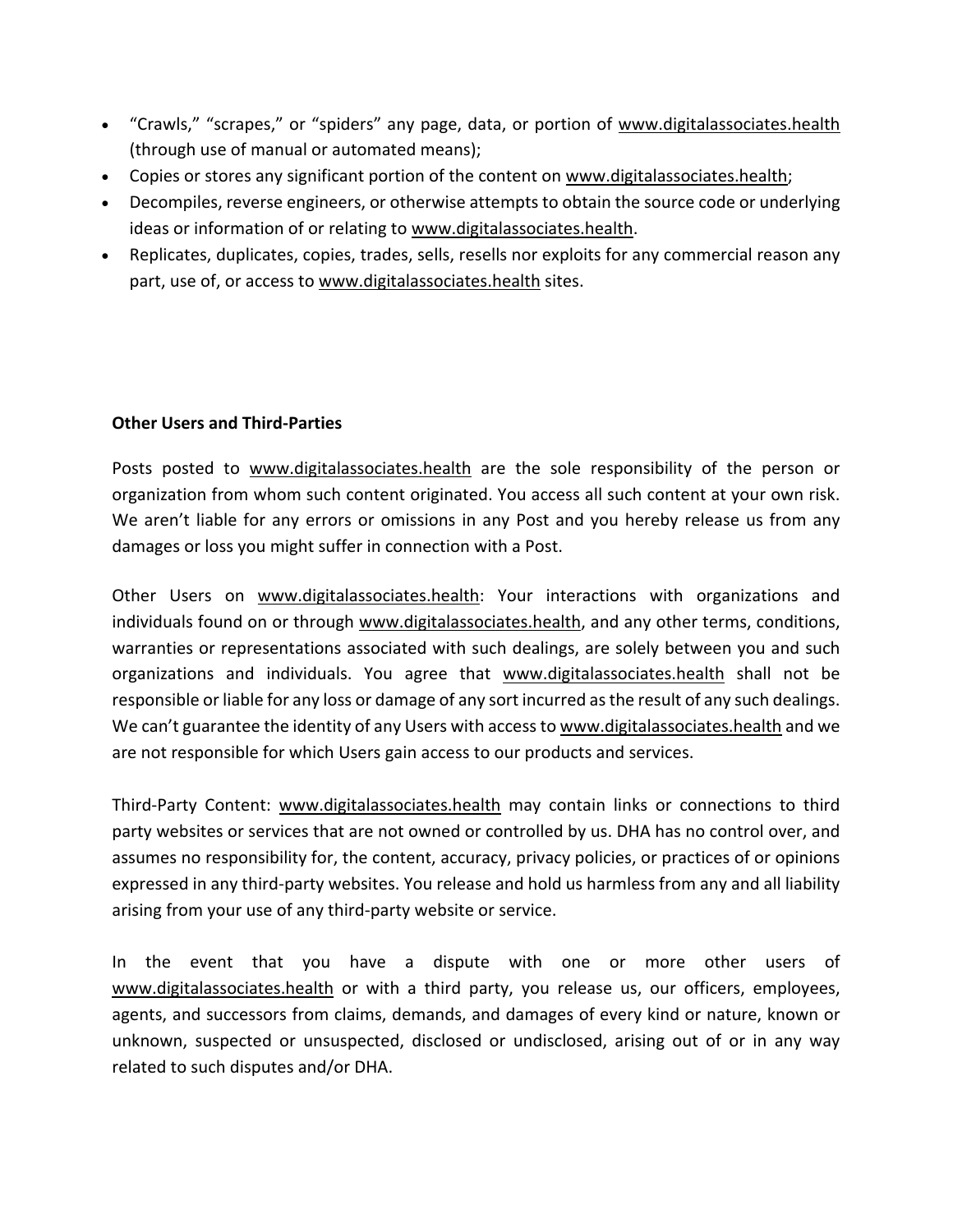- "Crawls," "scrapes," or "spiders" any page, data, or portion of www.digitalassociates.health (through use of manual or automated means);
- Copies or stores any significant portion of the content on www.digitalassociates.health;
- Decompiles, reverse engineers, or otherwise attempts to obtain the source code or underlying ideas or information of or relating to www.digitalassociates.health.
- Replicates, duplicates, copies, trades, sells, resells nor exploits for any commercial reason any part, use of, or access to www.digitalassociates.health sites.

**Other Users and Third-Parties**

Posts posted to www.digitalassociates.health are the sole responsibility of the person or organization from whom such content originated. You access all such content at your own risk. We aren't liable for any errors or omissions in any Post and you hereby release us from any damages or loss you might suffer in connection with a Post.

Other Users on www.digitalassociates.health: Your interactions with organizations and individuals found on or through www.digitalassociates.health, and any other terms, conditions, warranties or representations associated with such dealings, are solely between you and such organizations and individuals. You agree that www.digitalassociates.health shall not be responsible or liable for any loss or damage of any sort incurred as the result of any such dealings. We can't guarantee the identity of any Users with access to www.digitalassociates.health and we are not responsible for which Users gain access to our products and services.

Third-Party Content: www.digitalassociates.health may contain links or connections to third party websites or services that are not owned or controlled by us. DHA has no control over, and assumes no responsibility for, the content, accuracy, privacy policies, or practices of or opinions expressed in any third-party websites. You release and hold us harmless from any and all liability arising from your use of any third-party website or service.

In the event that you have a dispute with one or more other users of www.digitalassociates.health or with a third party, you release us, our officers, employees, agents, and successors from claims, demands, and damages of every kind or nature, known or unknown, suspected or unsuspected, disclosed or undisclosed, arising out of or in any way related to such disputes and/or DHA.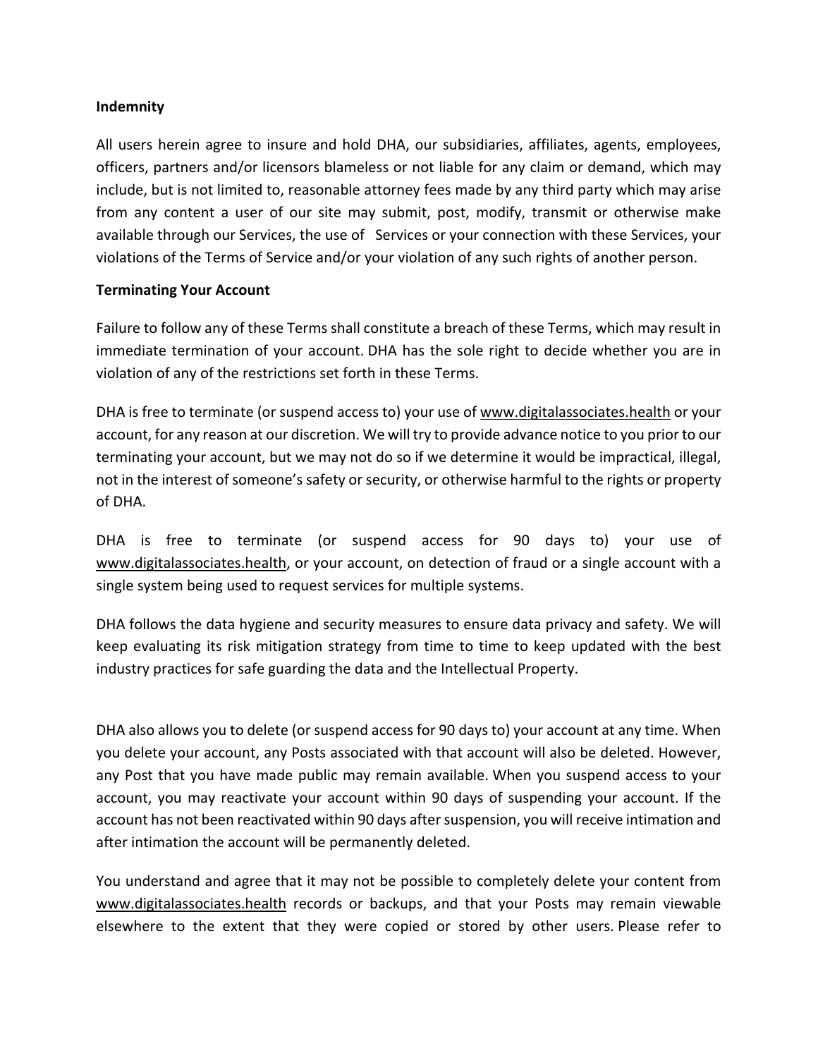**Indemnity**

All users herein agree to insure and hold DHA, our subsidiaries, affiliates, agents, employees, officers, partners and/or licensors blameless or not liable for any claim or demand, which may include, but is not limited to, reasonable attorney fees made by any third party which may arise from any content a user of our site may submit, post, modify, transmit or otherwise make available through our Services, the use of Services or your connection with these Services, your violations of the Terms of Service and/or your violation of any such rights of another person.

**Terminating Your Account**

Failure to follow any of these Terms shall constitute a breach of these Terms, which may result in immediate termination of your account. DHA has the sole right to decide whether you are in violation of any of the restrictions set forth in these Terms.

DHA is free to terminate (or suspend access to) your use of www.digitalassociates.health or your account, for any reason at our discretion. We will try to provide advance notice to you prior to our terminating your account, but we may not do so if we determine it would be impractical, illegal, not in the interest of someone's safety or security, or otherwise harmful to the rights or property of DHA.

DHA is free to terminate (or suspend access for 90 days to) your use of www.digitalassociates.health, or your account, on detection of fraud or a single account with a single system being used to request services for multiple systems.

DHA follows the data hygiene and security measures to ensure data privacy and safety. We will keep evaluating its risk mitigation strategy from time to time to keep updated with the best industry practices for safe guarding the data and the Intellectual Property.

DHA also allows you to delete (or suspend access for 90 days to) your account at any time. When you delete your account, any Posts associated with that account will also be deleted. However, any Post that you have made public may remain available. When you suspend access to your account, you may reactivate your account within 90 days of suspending your account. If the account has not been reactivated within 90 days after suspension, you will receive intimation and after intimation the account will be permanently deleted.

You understand and agree that it may not be possible to completely delete your content from www.digitalassociates.health records or backups, and that your Posts may remain viewable elsewhere to the extent that they were copied or stored by other users. Please refer to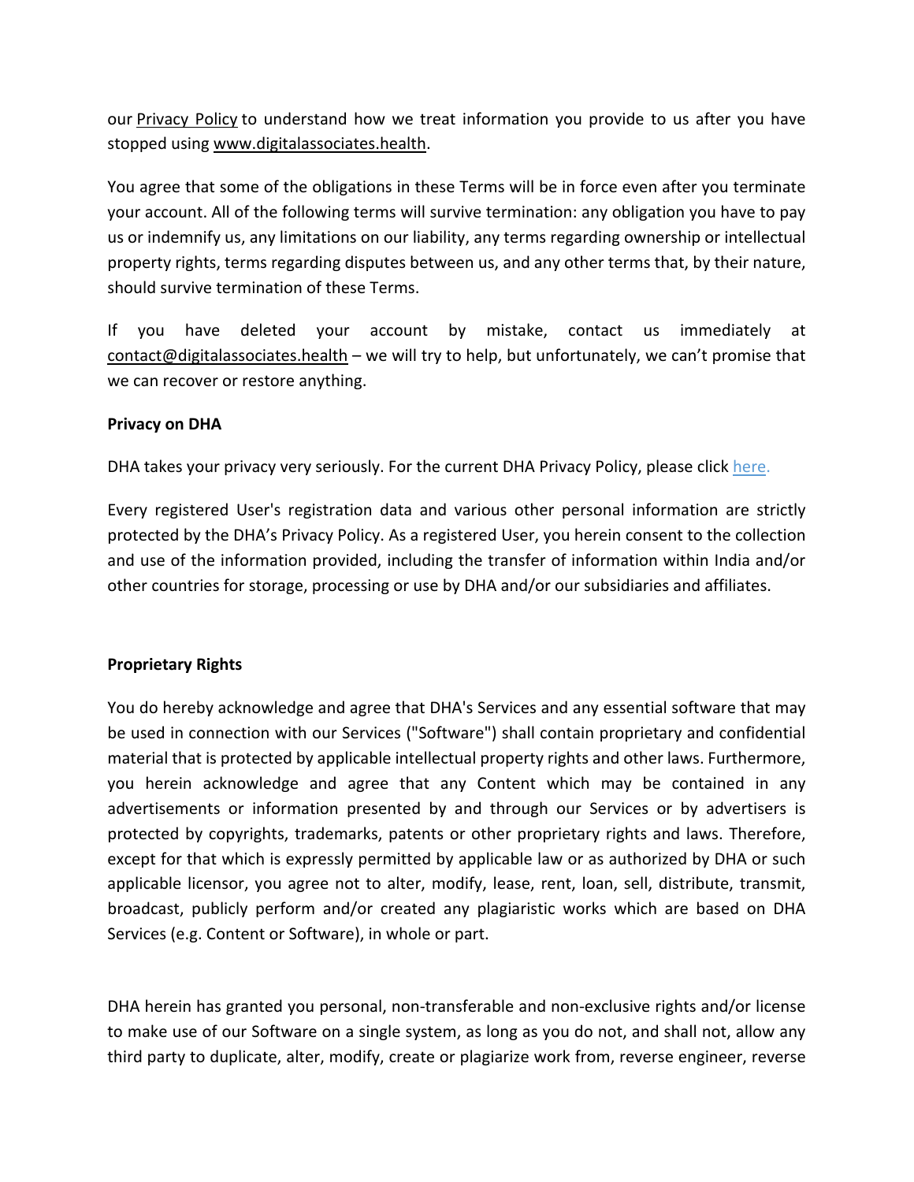our Privacy Policy to understand how we treat information you provide to us after you have stopped using www.digitalassociates.health.

You agree that some of the obligations in these Terms will be in force even after you terminate your account. All of the following terms will survive termination: any obligation you have to pay us or indemnify us, any limitations on our liability, any terms regarding ownership or intellectual property rights, terms regarding disputes between us, and any other terms that, by their nature, should survive termination of these Terms.

If you have deleted your account by mistake, contact us immediately at contact@digitalassociates.health – we will try to help, but unfortunately, we can't promise that we can recover or restore anything.

**Privacy on DHA**

DHA takes your privacy very seriously. For the current DHA Privacy Policy, please click here.

Every registered User's registration data and various other personal information are strictly protected by the DHA's Privacy Policy. As a registered User, you herein consent to the collection and use of the information provided, including the transfer of information within India and/or other countries for storage, processing or use by DHA and/or our subsidiaries and affiliates.

**Proprietary Rights**

You do hereby acknowledge and agree that DHA's Services and any essential software that may be used in connection with our Services ("Software") shall contain proprietary and confidential material that is protected by applicable intellectual property rights and other laws. Furthermore, you herein acknowledge and agree that any Content which may be contained in any advertisements or information presented by and through our Services or by advertisers is protected by copyrights, trademarks, patents or other proprietary rights and laws. Therefore, except for that which is expressly permitted by applicable law or as authorized by DHA or such applicable licensor, you agree not to alter, modify, lease, rent, loan, sell, distribute, transmit, broadcast, publicly perform and/or created any plagiaristic works which are based on DHA Services (e.g. Content or Software), in whole or part.

DHA herein has granted you personal, non-transferable and non-exclusive rights and/or license to make use of our Software on a single system, as long as you do not, and shall not, allow any third party to duplicate, alter, modify, create or plagiarize work from, reverse engineer, reverse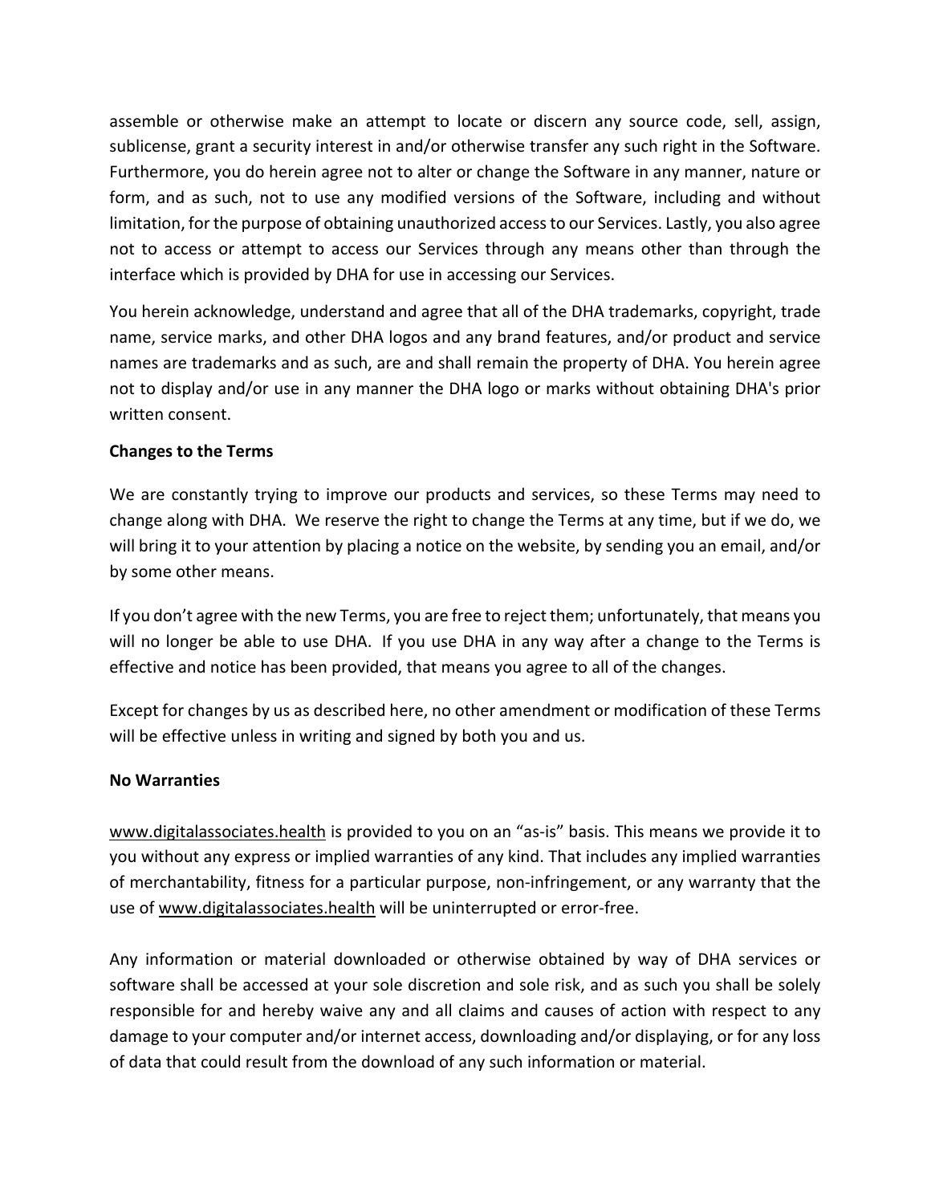assemble or otherwise make an attempt to locate or discern any source code, sell, assign, sublicense, grant a security interest in and/or otherwise transfer any such right in the Software. Furthermore, you do herein agree not to alter or change the Software in any manner, nature or form, and as such, not to use any modified versions of the Software, including and without limitation, for the purpose of obtaining unauthorized access to our Services. Lastly, you also agree not to access or attempt to access our Services through any means other than through the interface which is provided by DHA for use in accessing our Services.

You herein acknowledge, understand and agree that all of the DHA trademarks, copyright, trade name, service marks, and other DHA logos and any brand features, and/or product and service names are trademarks and as such, are and shall remain the property of DHA. You herein agree not to display and/or use in any manner the DHA logo or marks without obtaining DHA's prior written consent.

**Changes to the Terms**

We are constantly trying to improve our products and services, so these Terms may need to change along with DHA. We reserve the right to change the Terms at any time, but if we do, we will bring it to your attention by placing a notice on the website, by sending you an email, and/or by some other means.

If you don't agree with the new Terms, you are free to reject them; unfortunately, that means you will no longer be able to use DHA. If you use DHA in any way after a change to the Terms is effective and notice has been provided, that means you agree to all of the changes.

Except for changes by us as described here, no other amendment or modification of these Terms will be effective unless in writing and signed by both you and us.

**No Warranties**

www.digitalassociates.health is provided to you on an "as-is" basis. This means we provide it to you without any express or implied warranties of any kind. That includes any implied warranties of merchantability, fitness for a particular purpose, non-infringement, or any warranty that the use of www.digitalassociates.health will be uninterrupted or error-free.

Any information or material downloaded or otherwise obtained by way of DHA services or software shall be accessed at your sole discretion and sole risk, and as such you shall be solely responsible for and hereby waive any and all claims and causes of action with respect to any damage to your computer and/or internet access, downloading and/or displaying, or for any loss of data that could result from the download of any such information or material.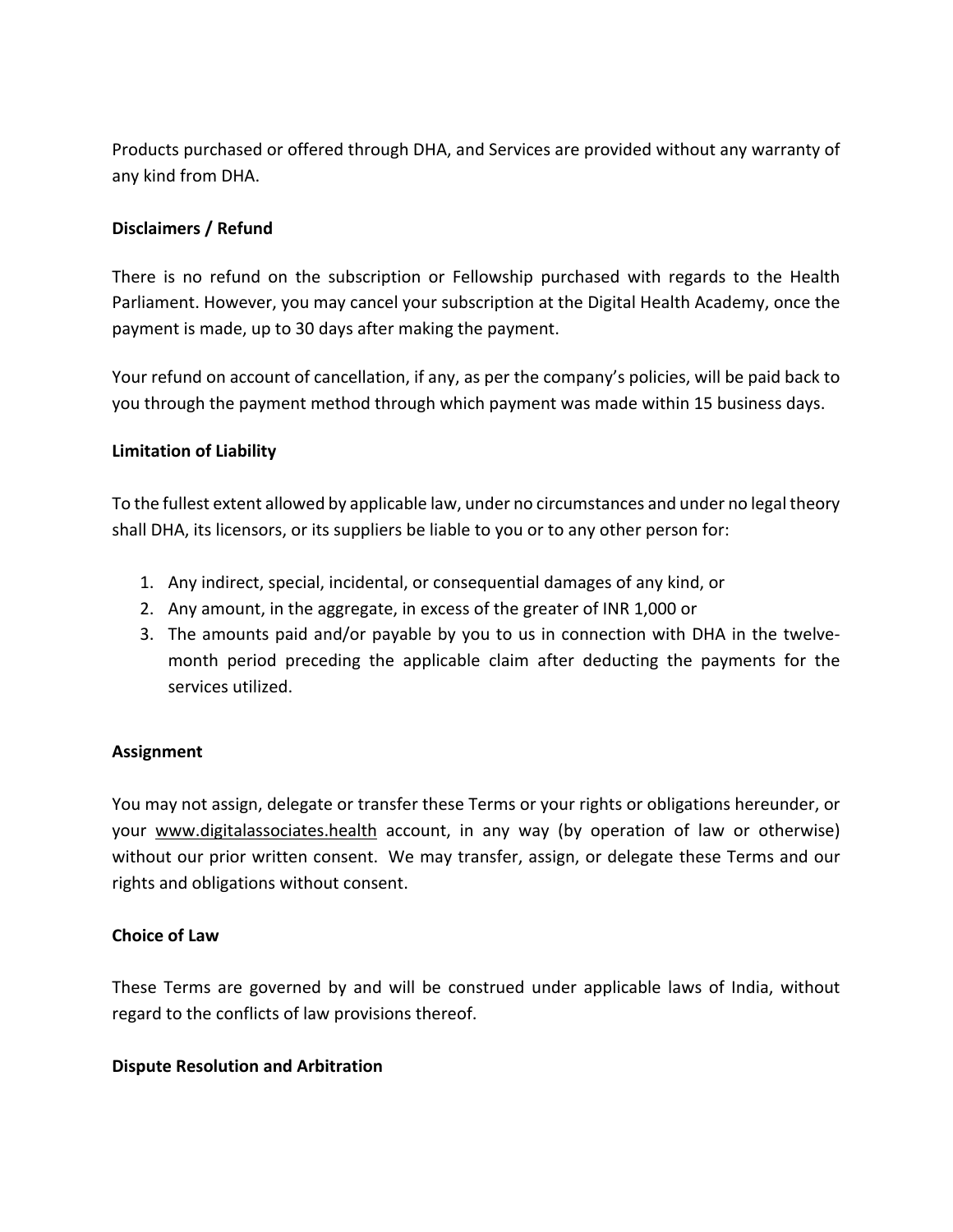Products purchased or offered through DHA, and Services are provided without any warranty of any kind from DHA.

**Disclaimers / Refund**

There is no refund on the subscription or Fellowship purchased with regards to the Health Parliament. However, you may cancel your subscription at the Digital Health Academy, once the payment is made, up to 30 days after making the payment.

Your refund on account of cancellation, if any, as per the company's policies, will be paid back to you through the payment method through which payment was made within 15 business days.

**Limitation of Liability**

To the fullest extent allowed by applicable law, under no circumstances and under no legal theory shall DHA, its licensors, or its suppliers be liable to you or to any other person for:

1. Any indirect, special, incidental, or consequential damages of any kind, or
2. Any amount, in the aggregate, in excess of the greater of INR 1,000 or
3. The amounts paid and/or payable by you to us in connection with DHA in the twelve-month period preceding the applicable claim after deducting the payments for the services utilized.

**Assignment**

You may not assign, delegate or transfer these Terms or your rights or obligations hereunder, or your www.digitalassociates.health account, in any way (by operation of law or otherwise) without our prior written consent. We may transfer, assign, or delegate these Terms and our rights and obligations without consent.

**Choice of Law**

These Terms are governed by and will be construed under applicable laws of India, without regard to the conflicts of law provisions thereof.

**Dispute Resolution and Arbitration**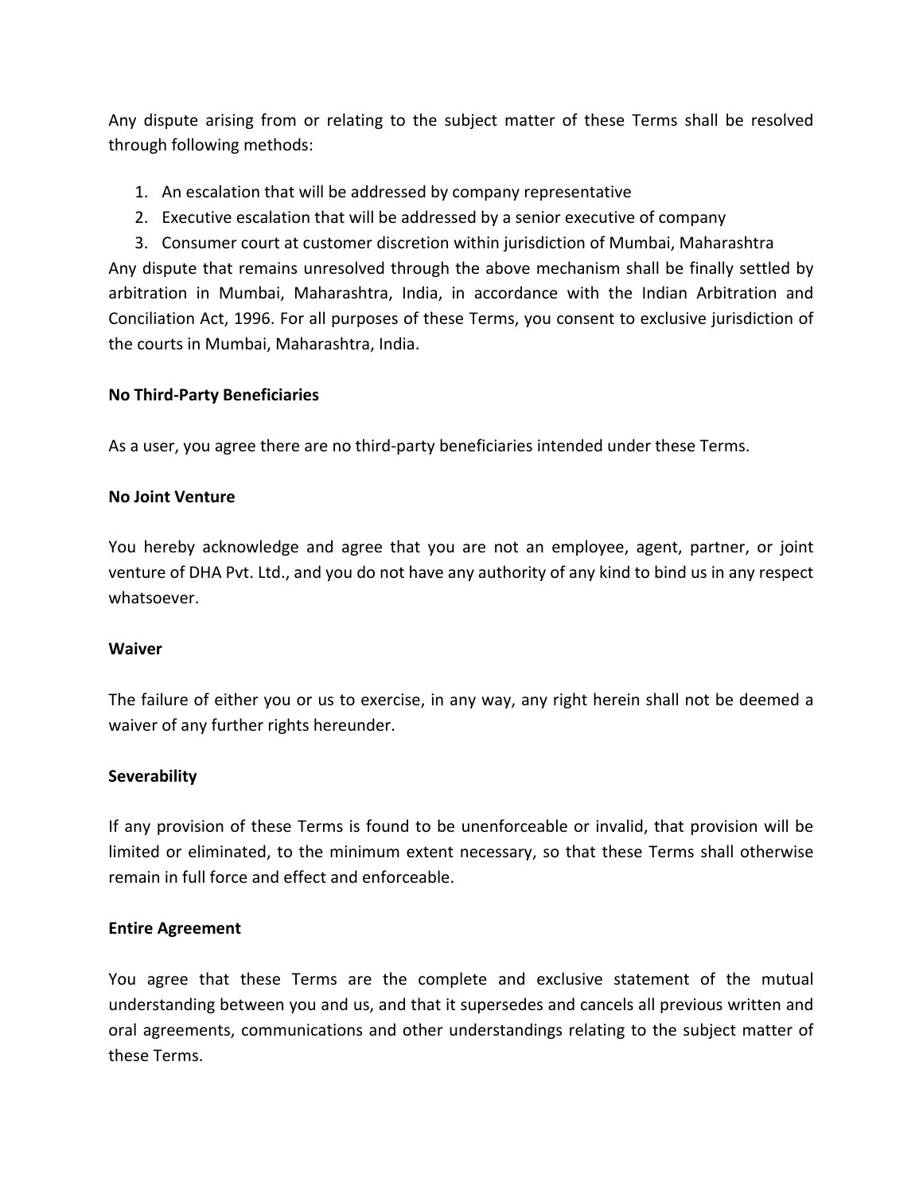Any dispute arising from or relating to the subject matter of these Terms shall be resolved through following methods:

1. An escalation that will be addressed by company representative
2. Executive escalation that will be addressed by a senior executive of company
3. Consumer court at customer discretion within jurisdiction of Mumbai, Maharashtra

Any dispute that remains unresolved through the above mechanism shall be finally settled by arbitration in Mumbai, Maharashtra, India, in accordance with the Indian Arbitration and Conciliation Act, 1996. For all purposes of these Terms, you consent to exclusive jurisdiction of the courts in Mumbai, Maharashtra, India.

**No Third-Party Beneficiaries**

As a user, you agree there are no third-party beneficiaries intended under these Terms.

**No Joint Venture**

You hereby acknowledge and agree that you are not an employee, agent, partner, or joint venture of DHA Pvt. Ltd., and you do not have any authority of any kind to bind us in any respect whatsoever.

**Waiver**

The failure of either you or us to exercise, in any way, any right herein shall not be deemed a waiver of any further rights hereunder.

**Severability**

If any provision of these Terms is found to be unenforceable or invalid, that provision will be limited or eliminated, to the minimum extent necessary, so that these Terms shall otherwise remain in full force and effect and enforceable.

**Entire Agreement**

You agree that these Terms are the complete and exclusive statement of the mutual understanding between you and us, and that it supersedes and cancels all previous written and oral agreements, communications and other understandings relating to the subject matter of these Terms.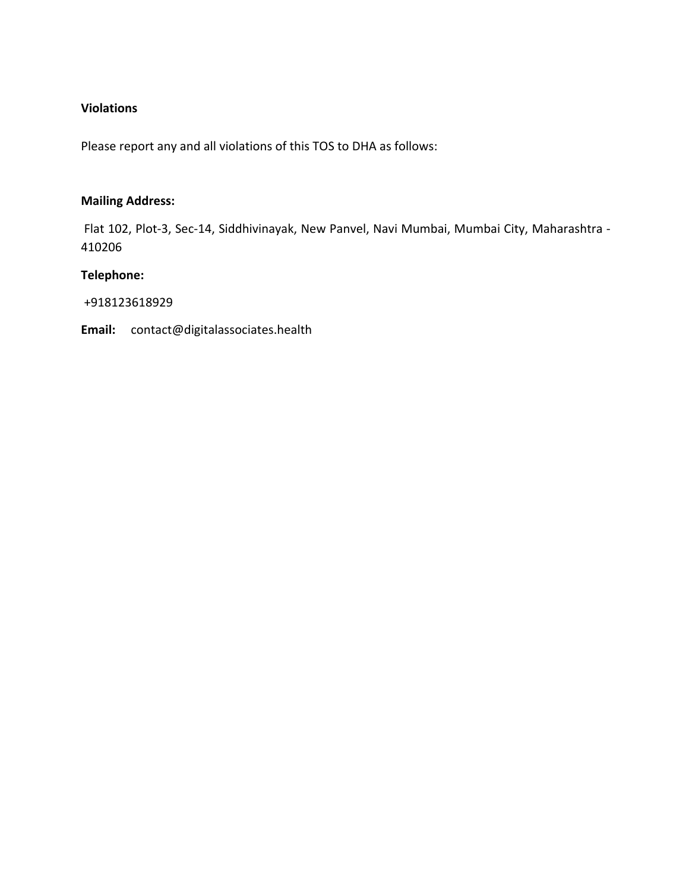**Violations**

Please report any and all violations of this TOS to DHA as follows:

**Mailing Address:**

Flat 102, Plot-3, Sec-14, Siddhivinayak, New Panvel, Navi Mumbai, Mumbai City, Maharashtra - 410206

**Telephone:**

+918123618929

**Email:** contact@digitalassociates.health